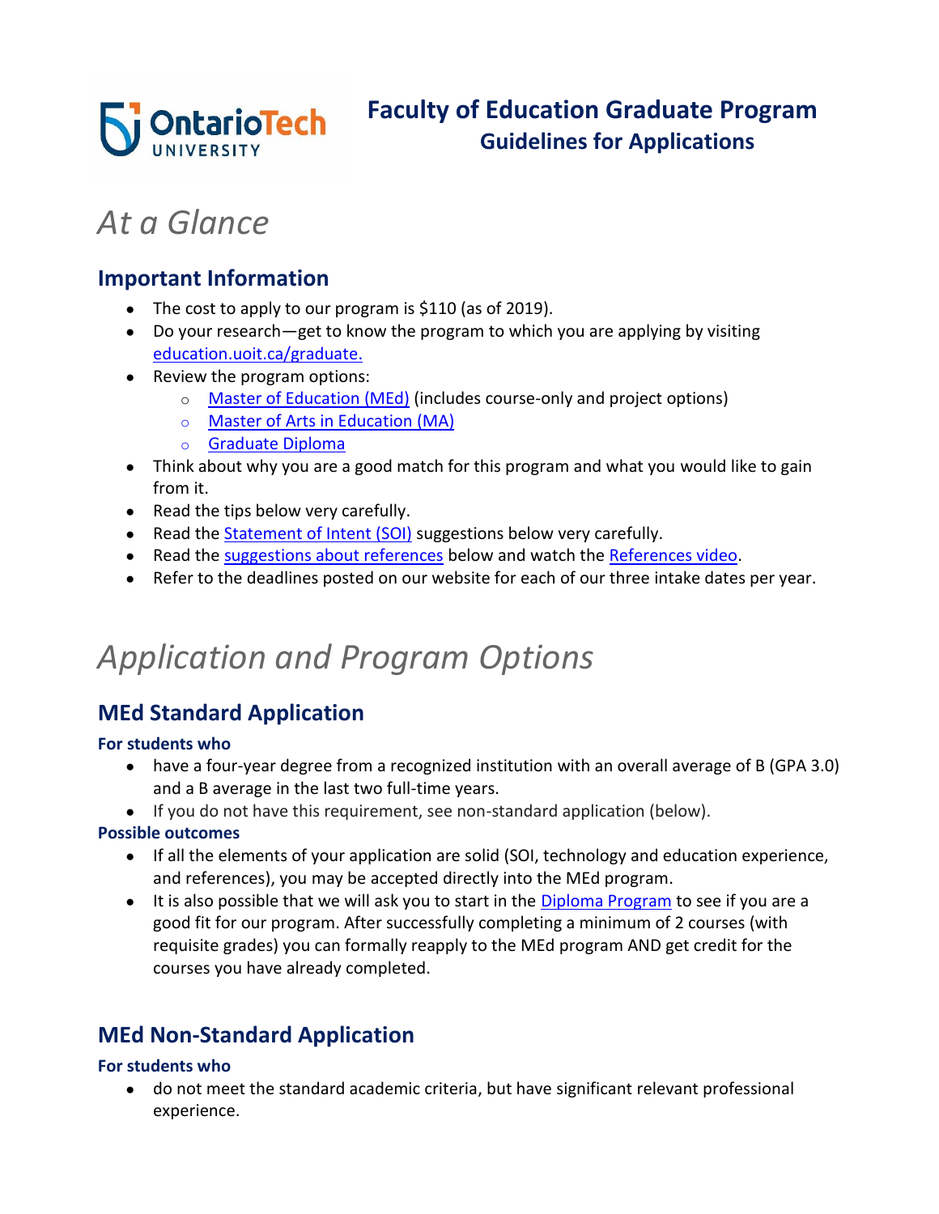# Faculty of Education Graduate Program
## Guidelines for Applications

# *At a Glance*

## Important Information

- The cost to apply to our program is $110 (as of 2019).
- Do your research—get to know the program to which you are applying by visiting education.uoit.ca/graduate.
- Review the program options:
  - Master of Education (MEd) (includes course-only and project options)
  - Master of Arts in Education (MA)
  - Graduate Diploma
- Think about why you are a good match for this program and what you would like to gain from it.
- Read the tips below very carefully.
- Read the Statement of Intent (SOI) suggestions below very carefully.
- Read the suggestions about references below and watch the References video.
- Refer to the deadlines posted on our website for each of our three intake dates per year.

# *Application and Program Options*

## MEd Standard Application

**For students who**

- have a four-year degree from a recognized institution with an overall average of B (GPA 3.0) and a B average in the last two full-time years.
- If you do not have this requirement, see non-standard application (below).

**Possible outcomes**

- If all the elements of your application are solid (SOI, technology and education experience, and references), you may be accepted directly into the MEd program.
- It is also possible that we will ask you to start in the Diploma Program to see if you are a good fit for our program. After successfully completing a minimum of 2 courses (with requisite grades) you can formally reapply to the MEd program AND get credit for the courses you have already completed.

## MEd Non-Standard Application

**For students who**

- do not meet the standard academic criteria, but have significant relevant professional experience.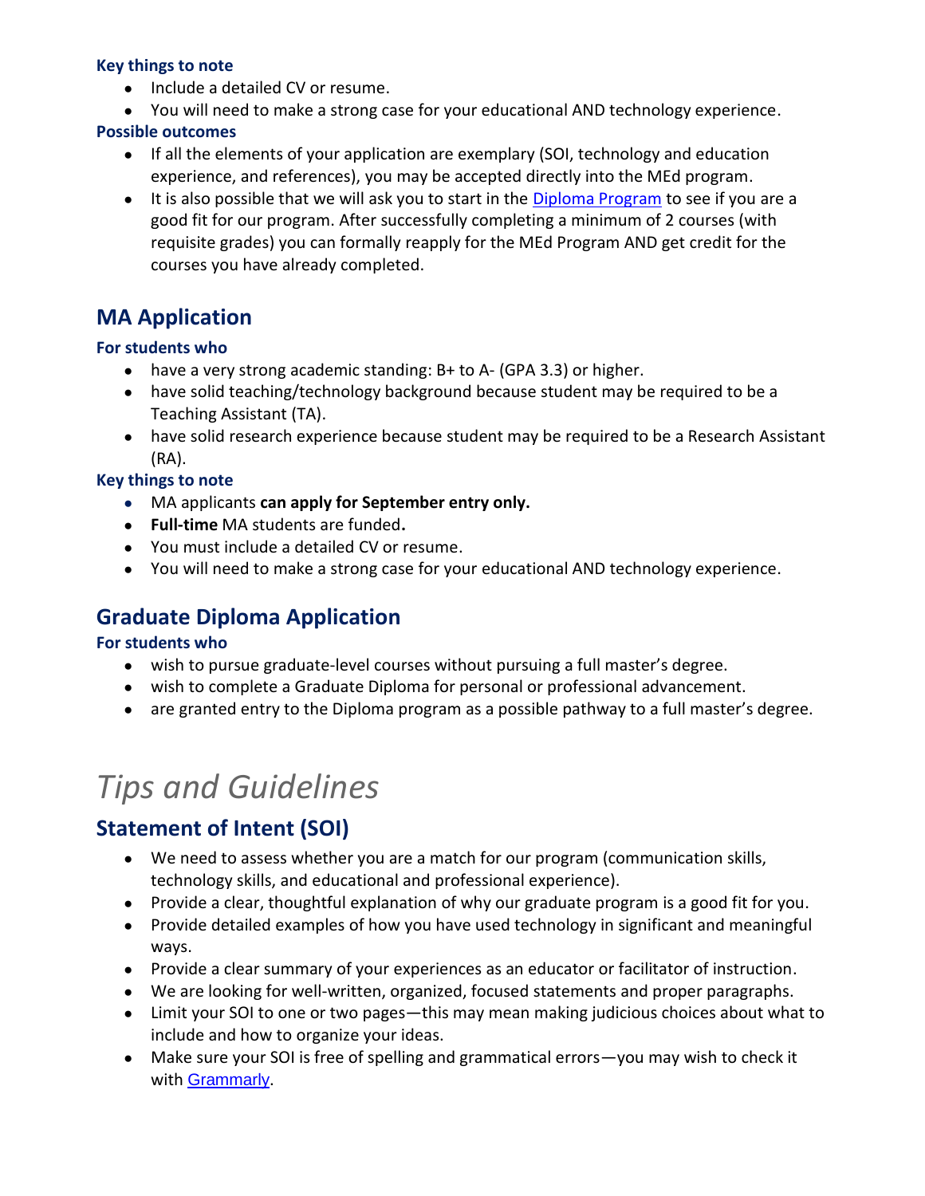### Key things to note

- Include a detailed CV or resume.
- You will need to make a strong case for your educational AND technology experience.

### Possible outcomes

- If all the elements of your application are exemplary (SOI, technology and education experience, and references), you may be accepted directly into the MEd program.
- It is also possible that we will ask you to start in the [Diploma Program](#) to see if you are a good fit for our program. After successfully completing a minimum of 2 courses (with requisite grades) you can formally reapply for the MEd Program AND get credit for the courses you have already completed.

## MA Application

### For students who

- have a very strong academic standing: B+ to A- (GPA 3.3) or higher.
- have solid teaching/technology background because student may be required to be a Teaching Assistant (TA).
- have solid research experience because student may be required to be a Research Assistant (RA).

### Key things to note

- MA applicants **can apply for September entry only.**
- **Full-time** MA students are funded**.**
- You must include a detailed CV or resume.
- You will need to make a strong case for your educational AND technology experience.

## Graduate Diploma Application

### For students who

- wish to pursue graduate-level courses without pursuing a full master's degree.
- wish to complete a Graduate Diploma for personal or professional advancement.
- are granted entry to the Diploma program as a possible pathway to a full master's degree.

# *Tips and Guidelines*

## Statement of Intent (SOI)

- We need to assess whether you are a match for our program (communication skills, technology skills, and educational and professional experience).
- Provide a clear, thoughtful explanation of why our graduate program is a good fit for you.
- Provide detailed examples of how you have used technology in significant and meaningful ways.
- Provide a clear summary of your experiences as an educator or facilitator of instruction.
- We are looking for well-written, organized, focused statements and proper paragraphs.
- Limit your SOI to one or two pages—this may mean making judicious choices about what to include and how to organize your ideas.
- Make sure your SOI is free of spelling and grammatical errors—you may wish to check it with [Grammarly](#).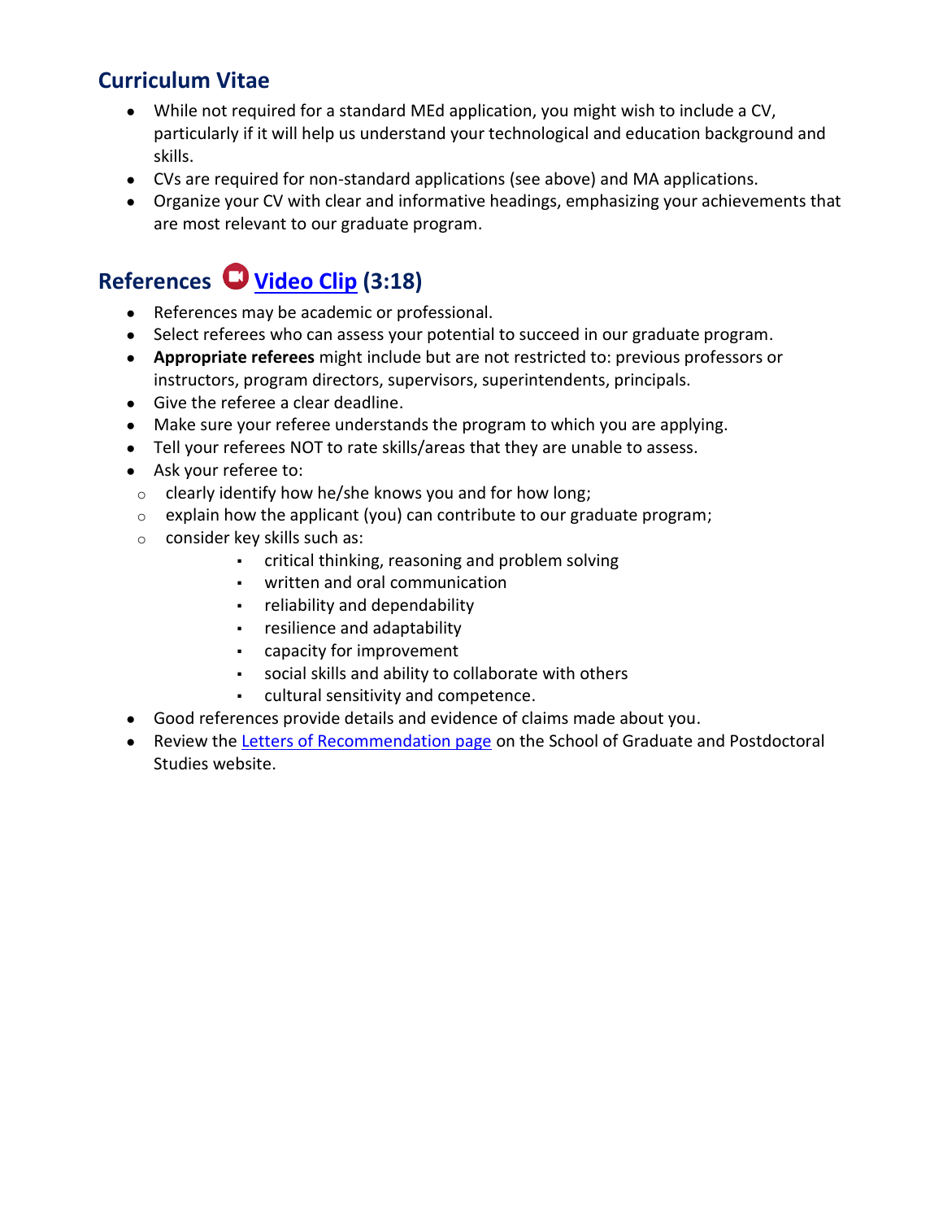## Curriculum Vitae

- While not required for a standard MEd application, you might wish to include a CV, particularly if it will help us understand your technological and education background and skills.
- CVs are required for non-standard applications (see above) and MA applications.
- Organize your CV with clear and informative headings, emphasizing your achievements that are most relevant to our graduate program.

## References Video Clip (3:18)

- References may be academic or professional.
- Select referees who can assess your potential to succeed in our graduate program.
- **Appropriate referees** might include but are not restricted to: previous professors or instructors, program directors, supervisors, superintendents, principals.
- Give the referee a clear deadline.
- Make sure your referee understands the program to which you are applying.
- Tell your referees NOT to rate skills/areas that they are unable to assess.
- Ask your referee to:
  - clearly identify how he/she knows you and for how long;
  - explain how the applicant (you) can contribute to our graduate program;
  - consider key skills such as:
    - critical thinking, reasoning and problem solving
    - written and oral communication
    - reliability and dependability
    - resilience and adaptability
    - capacity for improvement
    - social skills and ability to collaborate with others
    - cultural sensitivity and competence.
- Good references provide details and evidence of claims made about you.
- Review the Letters of Recommendation page on the School of Graduate and Postdoctoral Studies website.